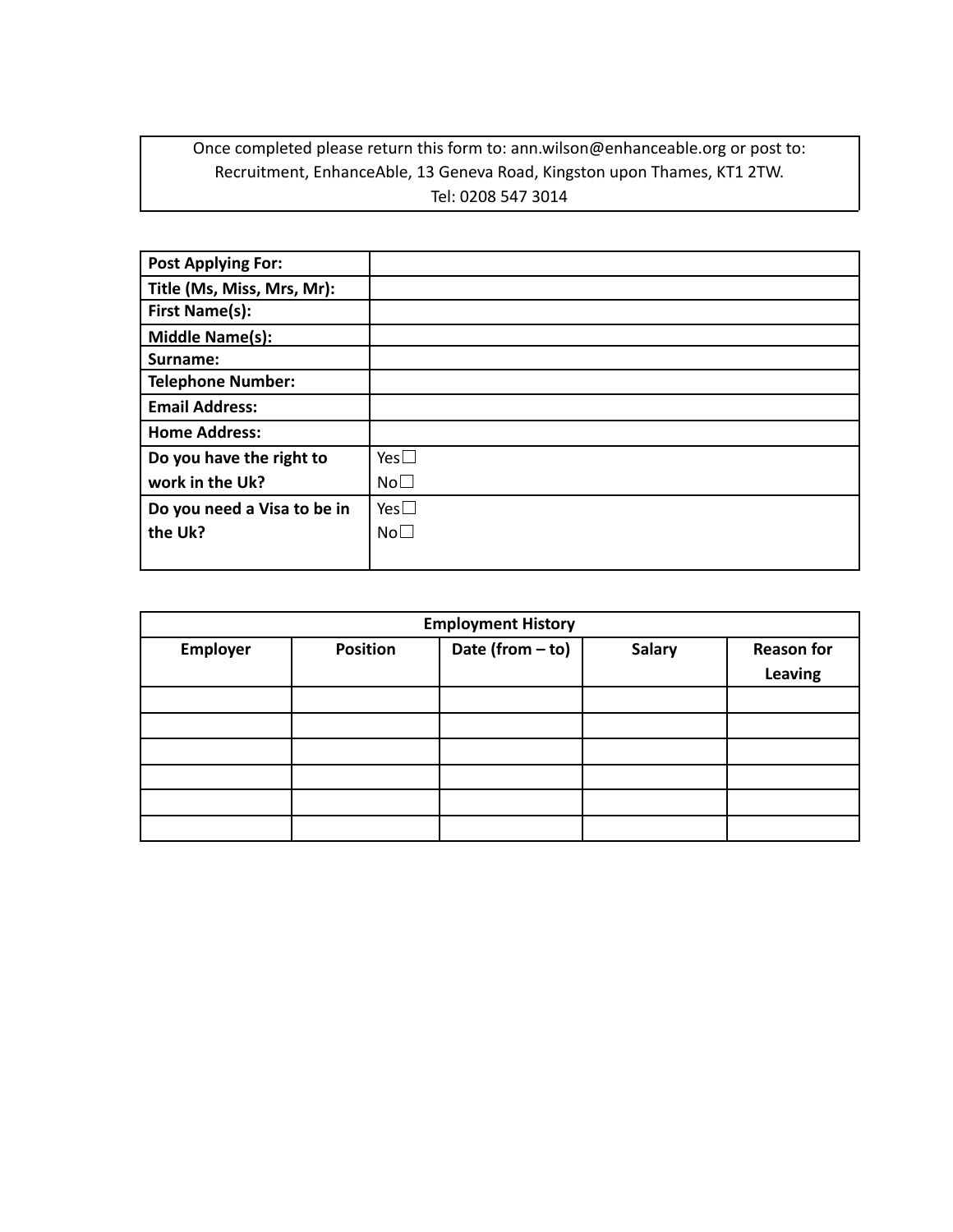Once completed please return this form to: ann.wilson@enhanceable.org or post to:
Recruitment, EnhanceAble, 13 Geneva Road, Kingston upon Thames, KT1 2TW.
Tel: 0208 547 3014

| **Post Applying For:** | |
|---|---|
| **Title (Ms, Miss, Mrs, Mr):** | |
| **First Name(s):** | |
| **Middle Name(s):** | |
| **Surname:** | |
| **Telephone Number:** | |
| **Email Address:** | |
| **Home Address:** | |
| **Do you have the right to work in the Uk?** | Yes☐ No☐ |
| **Do you need a Visa to be in the Uk?** | Yes☐ No☐ |

| **Employment History** | | | | |
|---|---|---|---|---|
| **Employer** | **Position** | **Date (from – to)** | **Salary** | **Reason for Leaving** |
| | | | | |
| | | | | |
| | | | | |
| | | | | |
| | | | | |
| | | | | |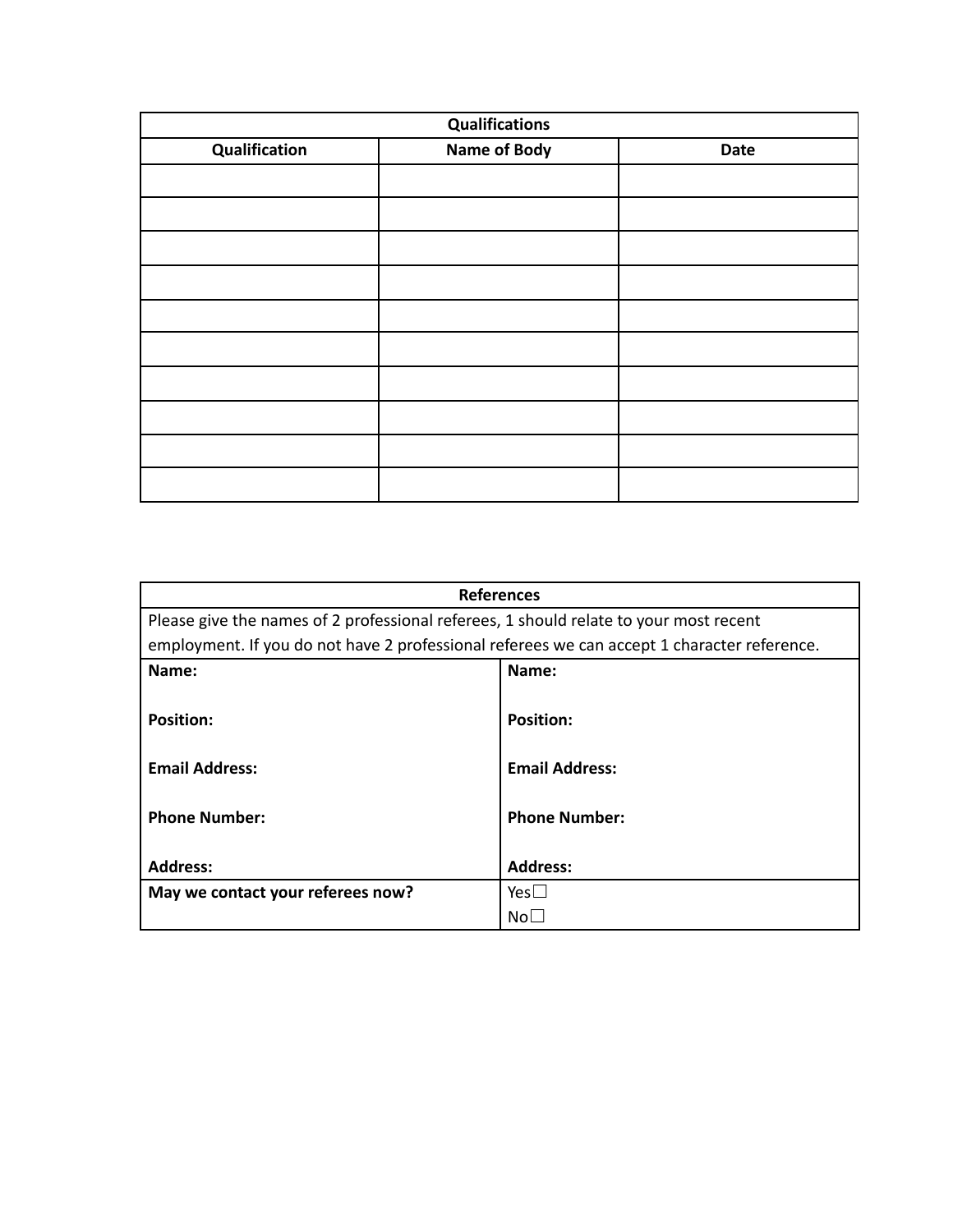| Qualifications | | |
|---|---|---|
| **Qualification** | **Name of Body** | **Date** |
| | | |
| | | |
| | | |
| | | |
| | | |
| | | |
| | | |
| | | |
| | | |
| | | |

| References | |
|---|---|
| Please give the names of 2 professional referees, 1 should relate to your most recent employment. If you do not have 2 professional referees we can accept 1 character reference. | |
| **Name:**<br><br>**Position:**<br><br>**Email Address:**<br><br>**Phone Number:**<br><br>**Address:** | **Name:**<br><br>**Position:**<br><br>**Email Address:**<br><br>**Phone Number:**<br><br>**Address:** |
| **May we contact your referees now?** | Yes☐<br>No☐ |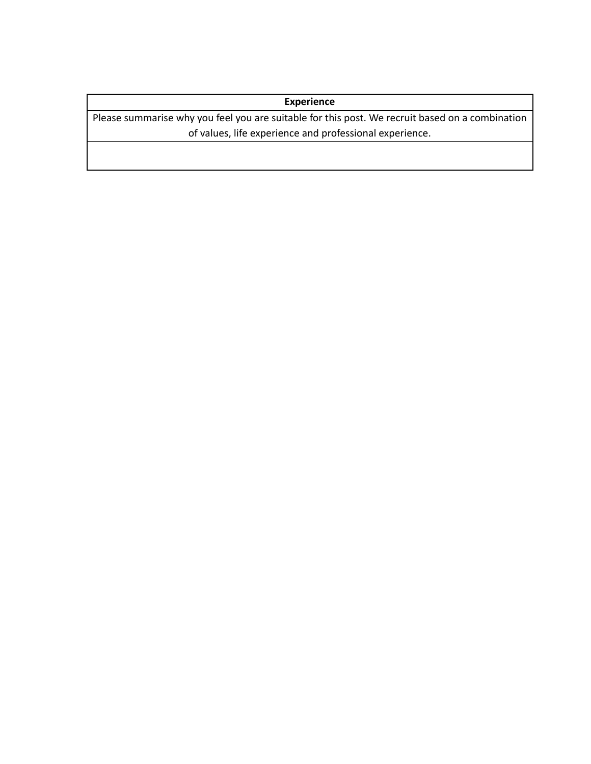| Experience |
| --- |
| Please summarise why you feel you are suitable for this post. We recruit based on a combination of values, life experience and professional experience. |
| |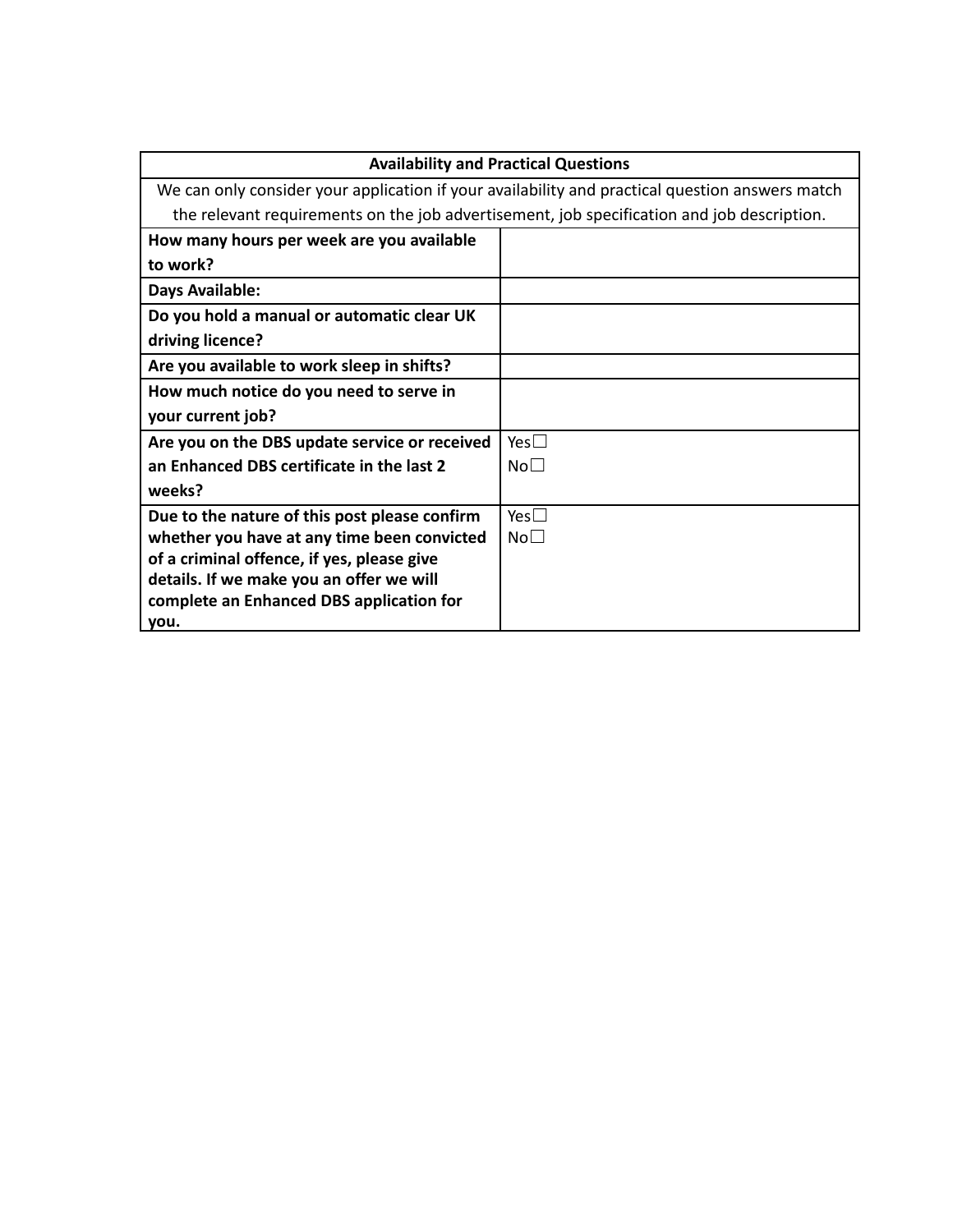| Availability and Practical Questions | |
|---|---|
| We can only consider your application if your availability and practical question answers match the relevant requirements on the job advertisement, job specification and job description. | |
| **How many hours per week are you available to work?** | |
| **Days Available:** | |
| **Do you hold a manual or automatic clear UK driving licence?** | |
| **Are you available to work sleep in shifts?** | |
| **How much notice do you need to serve in your current job?** | |
| **Are you on the DBS update service or received an Enhanced DBS certificate in the last 2 weeks?** | Yes☐ No☐ |
| **Due to the nature of this post please confirm whether you have at any time been convicted of a criminal offence, if yes, please give details. If we make you an offer we will complete an Enhanced DBS application for you.** | Yes☐ No☐ |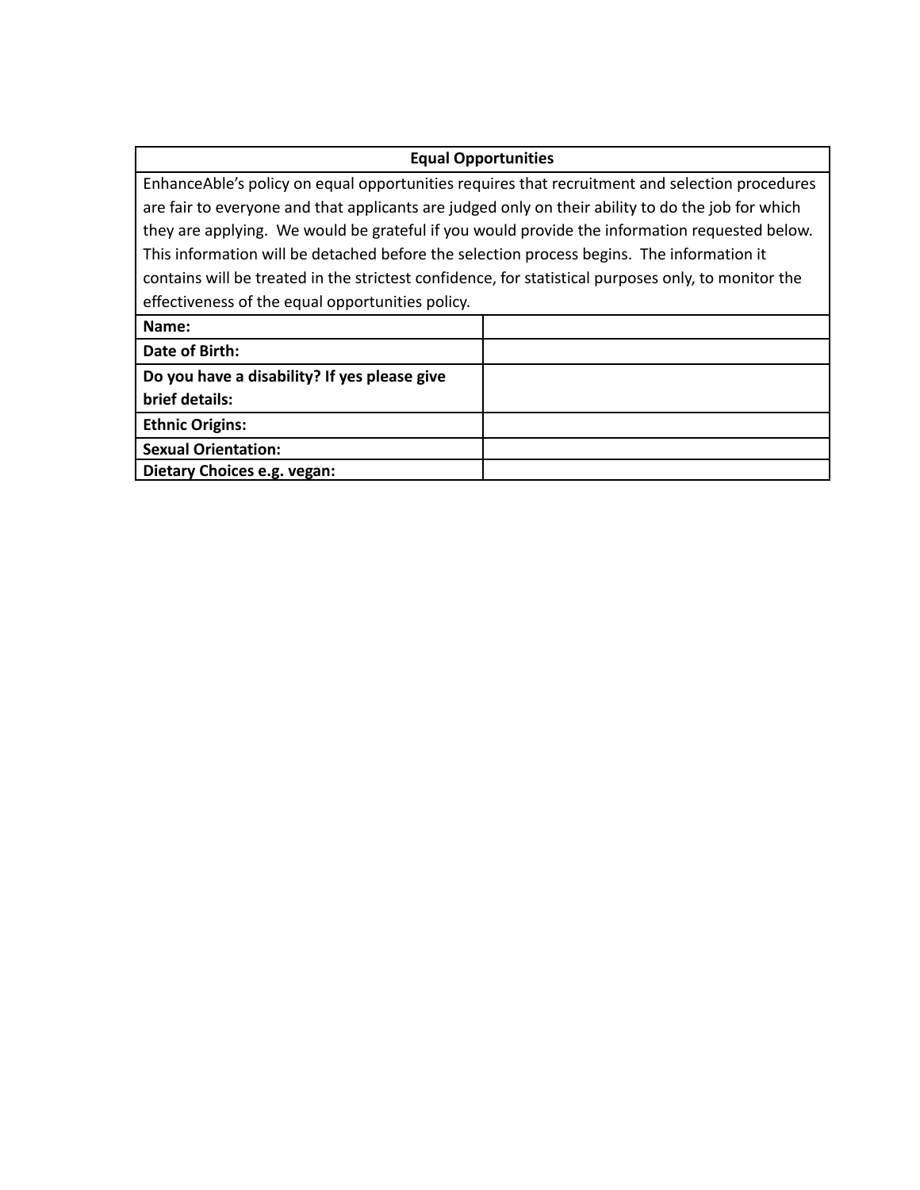| Equal Opportunities | |
|---|---|
| EnhanceAble's policy on equal opportunities requires that recruitment and selection procedures are fair to everyone and that applicants are judged only on their ability to do the job for which they are applying. We would be grateful if you would provide the information requested below. This information will be detached before the selection process begins. The information it contains will be treated in the strictest confidence, for statistical purposes only, to monitor the effectiveness of the equal opportunities policy. | |
| **Name:** | |
| **Date of Birth:** | |
| **Do you have a disability? If yes please give brief details:** | |
| **Ethnic Origins:** | |
| **Sexual Orientation:** | |
| **Dietary Choices e.g. vegan:** | |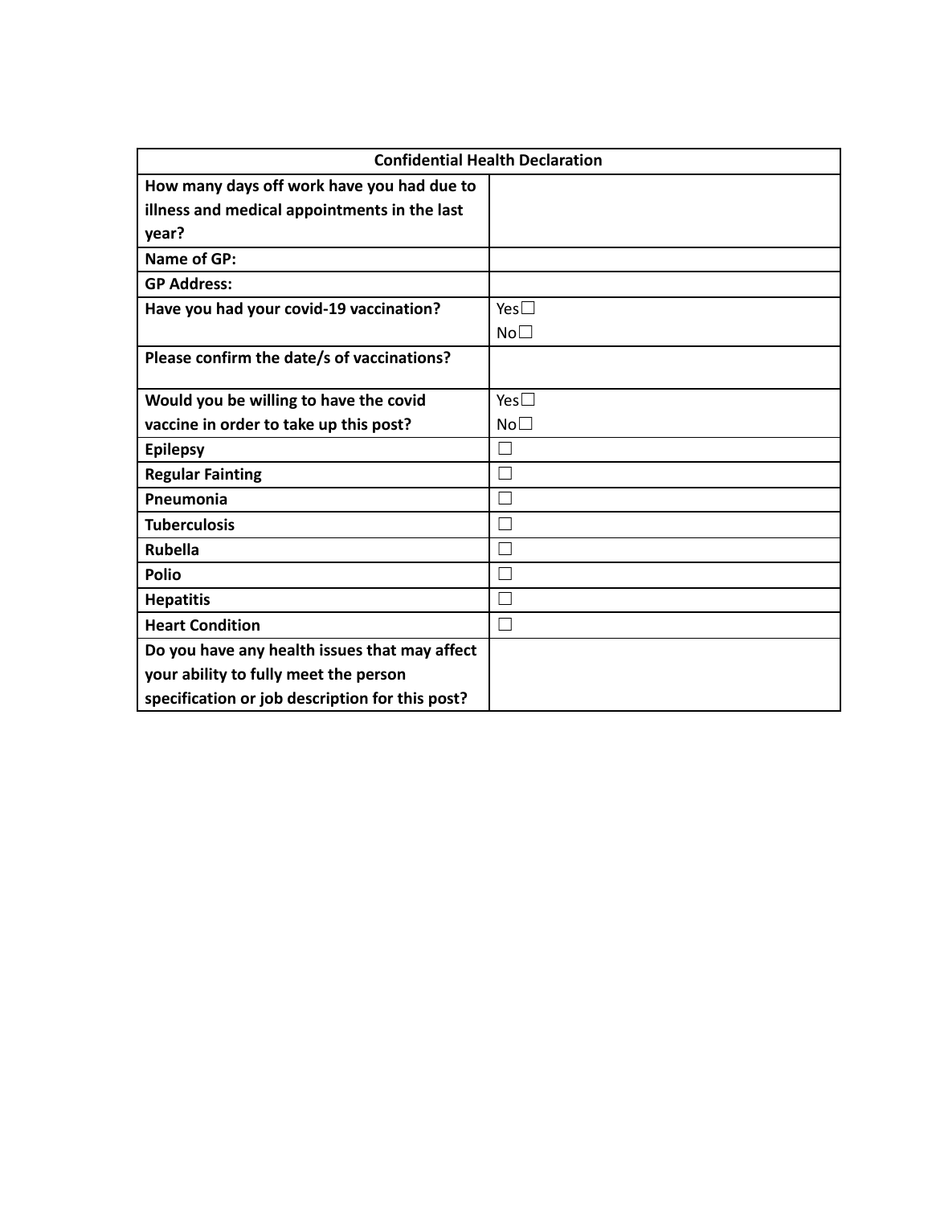| Confidential Health Declaration | |
|---|---|
| **How many days off work have you had due to illness and medical appointments in the last year?** | |
| **Name of GP:** | |
| **GP Address:** | |
| **Have you had your covid-19 vaccination?** | Yes☐<br>No☐ |
| **Please confirm the date/s of vaccinations?** | |
| **Would you be willing to have the covid vaccine in order to take up this post?** | Yes☐<br>No☐ |
| **Epilepsy** | ☐ |
| **Regular Fainting** | ☐ |
| **Pneumonia** | ☐ |
| **Tuberculosis** | ☐ |
| **Rubella** | ☐ |
| **Polio** | ☐ |
| **Hepatitis** | ☐ |
| **Heart Condition** | ☐ |
| **Do you have any health issues that may affect your ability to fully meet the person specification or job description for this post?** | |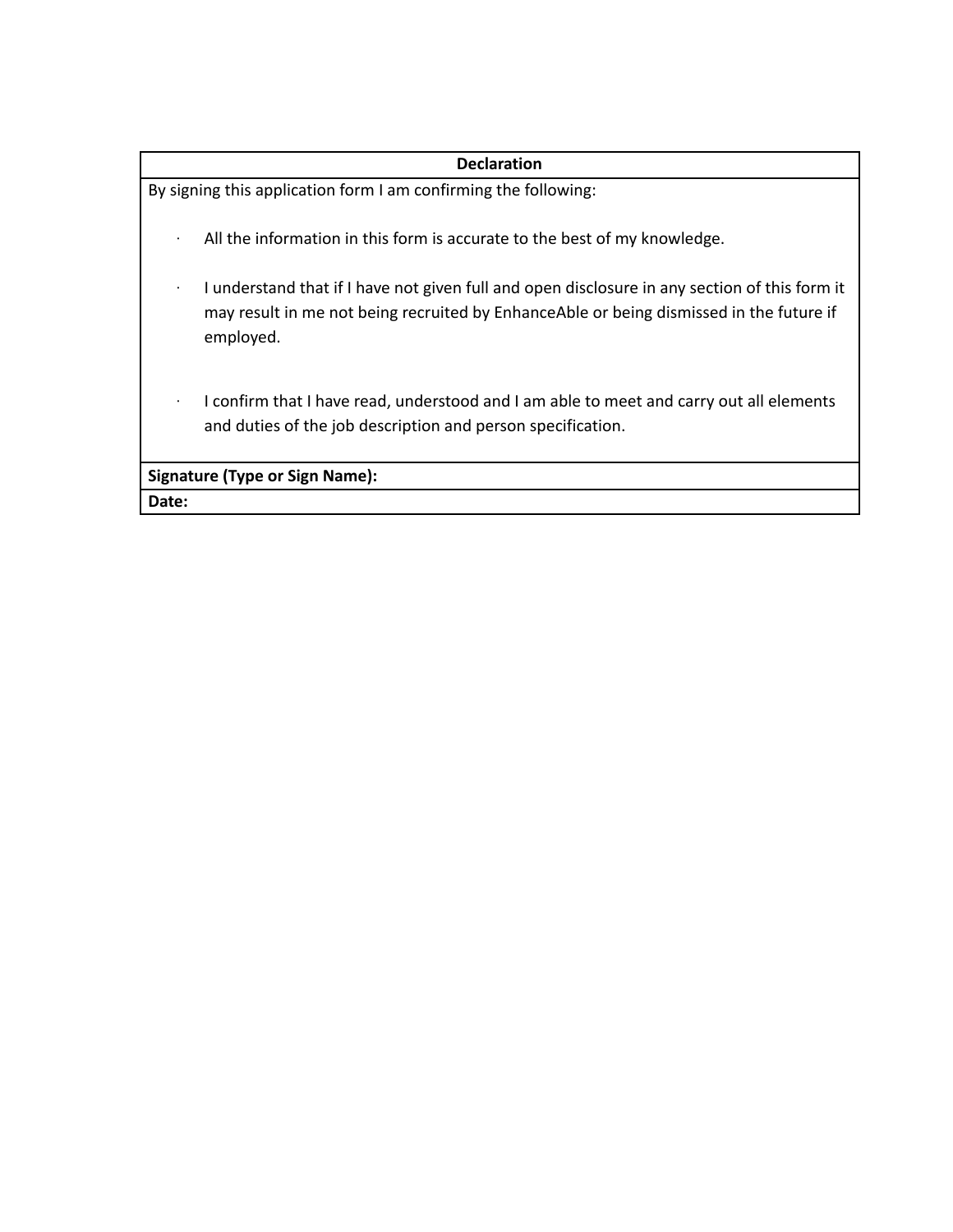| Declaration |
| --- |
| By signing this application form I am confirming the following:<br><br>· All the information in this form is accurate to the best of my knowledge.<br><br>· I understand that if I have not given full and open disclosure in any section of this form it may result in me not being recruited by EnhanceAble or being dismissed in the future if employed.<br><br>· I confirm that I have read, understood and I am able to meet and carry out all elements and duties of the job description and person specification. |
| **Signature (Type or Sign Name):** |
| **Date:** |